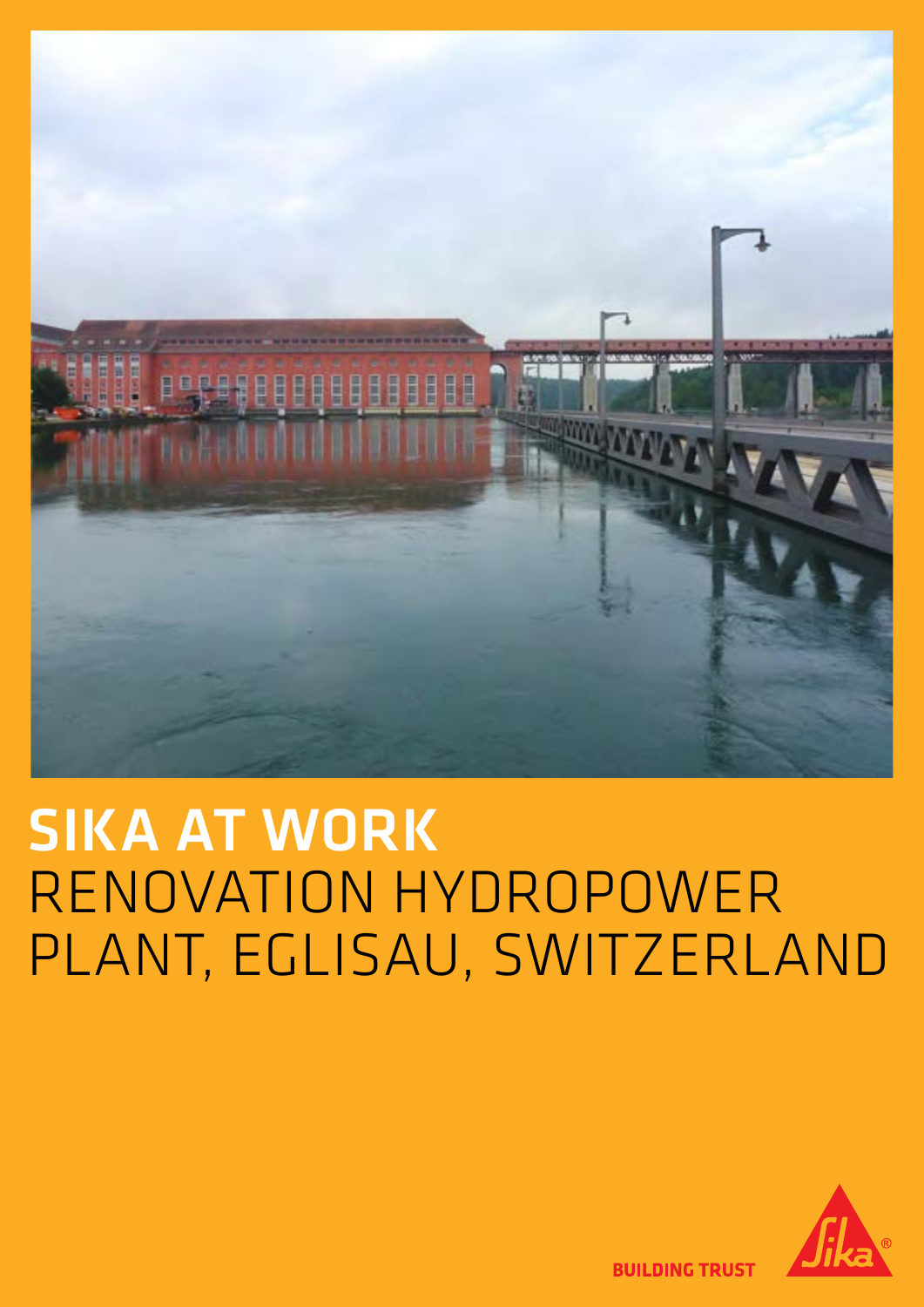# SIKA AT WORK
## RENOVATION HYDROPOWER PLANT, EGLISAU, SWITZERLAND

BUILDING TRUST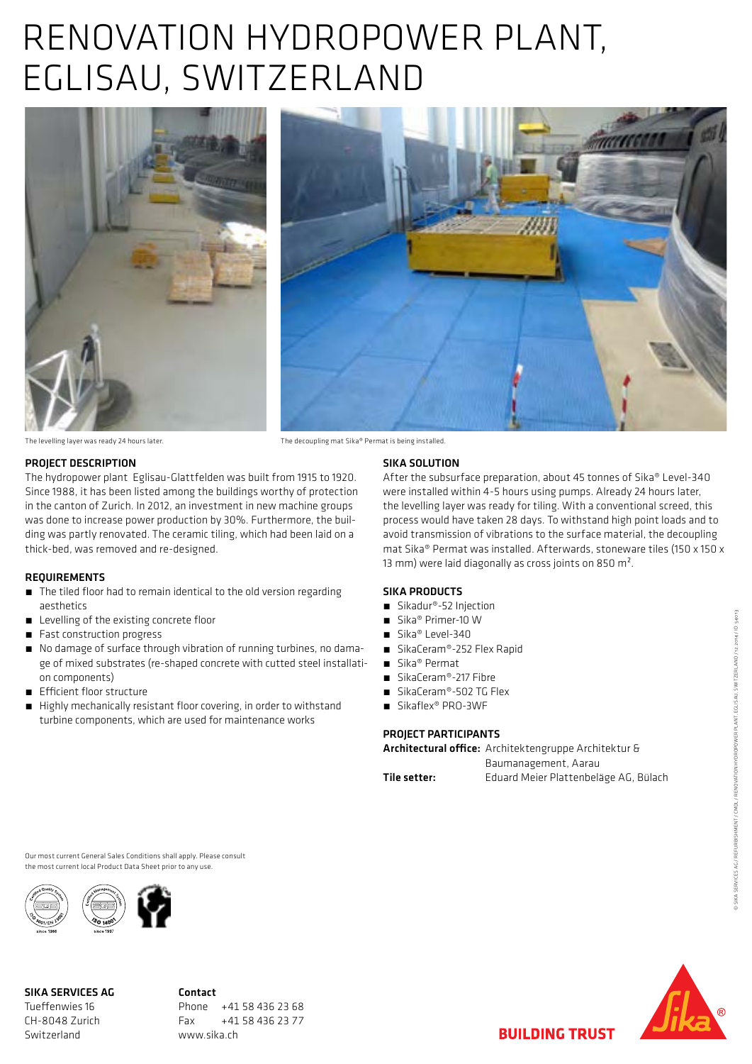# RENOVATION HYDROPOWER PLANT, EGLISAU, SWITZERLAND

The levelling layer was ready 24 hours later.

The decoupling mat Sika® Permat is being installed.

## PROJECT DESCRIPTION

The hydropower plant Eglisau-Glattfelden was built from 1915 to 1920. Since 1988, it has been listed among the buildings worthy of protection in the canton of Zurich. In 2012, an investment in new machine groups was done to increase power production by 30%. Furthermore, the building was partly renovated. The ceramic tiling, which had been laid on a thick-bed, was removed and re-designed.

## REQUIREMENTS

- The tiled floor had to remain identical to the old version regarding aesthetics
- Levelling of the existing concrete floor
- Fast construction progress
- No damage of surface through vibration of running turbines, no damage of mixed substrates (re-shaped concrete with cutted steel installation components)
- Efficient floor structure
- Highly mechanically resistant floor covering, in order to withstand turbine components, which are used for maintenance works

## SIKA SOLUTION

After the subsurface preparation, about 45 tonnes of Sika® Level-340 were installed within 4-5 hours using pumps. Already 24 hours later, the levelling layer was ready for tiling. With a conventional screed, this process would have taken 28 days. To withstand high point loads and to avoid transmission of vibrations to the surface material, the decoupling mat Sika® Permat was installed. Afterwards, stoneware tiles (150 x 150 x 13 mm) were laid diagonally as cross joints on 850 m².

## SIKA PRODUCTS

- Sikadur®-52 Injection
- Sika® Primer-10 W
- Sika® Level-340
- SikaCeram®-252 Flex Rapid
- Sika® Permat
- SikaCeram®-217 Fibre
- SikaCeram®-502 TG Flex
- Sikaflex® PRO-3WF

## PROJECT PARTICIPANTS

**Architectural office:** Architektengruppe Architektur & Baumanagement, Aarau

**Tile setter:** Eduard Meier Plattenbeläge AG, Bülach

Our most current General Sales Conditions shall apply. Please consult the most current local Product Data Sheet prior to any use.

© SIKA SERVICES AG / REFURBISHMENT / CMDL / RENOVATION HYDROPOWER PLANT, EGLISAU, SWITZERLAND / 12.2014 / ID: 54013

**SIKA SERVICES AG**
Tueffenwies 16
CH-8048 Zurich
Switzerland

**Contact**
Phone +41 58 436 23 68
Fax +41 58 436 23 77
www.sika.ch

**BUILDING TRUST**